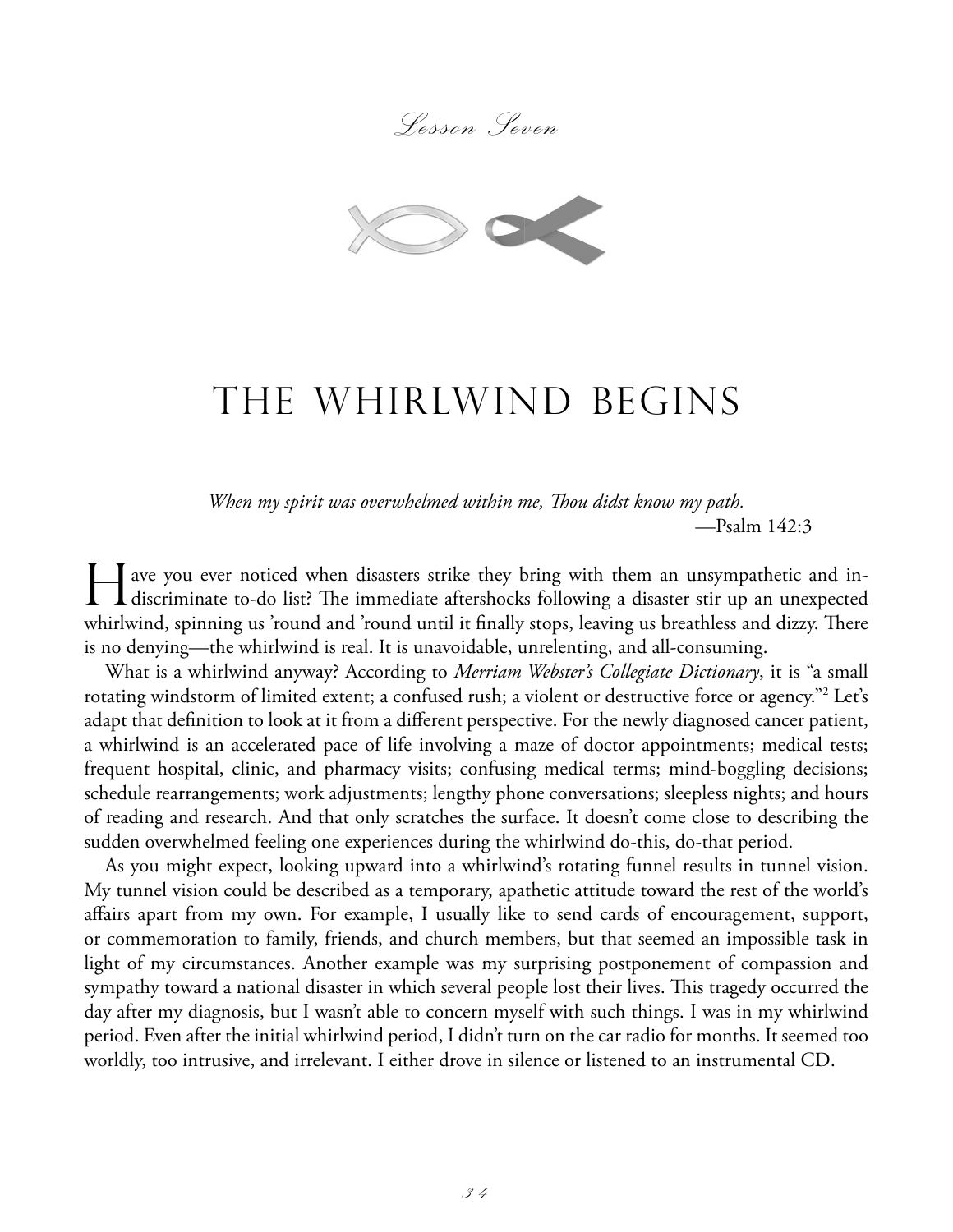*Lesson Seven*

# THE WHIRLWIND BEGINS

*When my spirit was overwhelmed within me, Thou didst know my path.*
—Psalm 142:3

Have you ever noticed when disasters strike they bring with them an unsympathetic and indiscriminate to-do list? The immediate aftershocks following a disaster stir up an unexpected whirlwind, spinning us 'round and 'round until it finally stops, leaving us breathless and dizzy. There is no denying—the whirlwind is real. It is unavoidable, unrelenting, and all-consuming.

What is a whirlwind anyway? According to *Merriam Webster's Collegiate Dictionary*, it is "a small rotating windstorm of limited extent; a confused rush; a violent or destructive force or agency."[2] Let's adapt that definition to look at it from a different perspective. For the newly diagnosed cancer patient, a whirlwind is an accelerated pace of life involving a maze of doctor appointments; medical tests; frequent hospital, clinic, and pharmacy visits; confusing medical terms; mind-boggling decisions; schedule rearrangements; work adjustments; lengthy phone conversations; sleepless nights; and hours of reading and research. And that only scratches the surface. It doesn't come close to describing the sudden overwhelmed feeling one experiences during the whirlwind do-this, do-that period.

As you might expect, looking upward into a whirlwind's rotating funnel results in tunnel vision. My tunnel vision could be described as a temporary, apathetic attitude toward the rest of the world's affairs apart from my own. For example, I usually like to send cards of encouragement, support, or commemoration to family, friends, and church members, but that seemed an impossible task in light of my circumstances. Another example was my surprising postponement of compassion and sympathy toward a national disaster in which several people lost their lives. This tragedy occurred the day after my diagnosis, but I wasn't able to concern myself with such things. I was in my whirlwind period. Even after the initial whirlwind period, I didn't turn on the car radio for months. It seemed too worldly, too intrusive, and irrelevant. I either drove in silence or listened to an instrumental CD.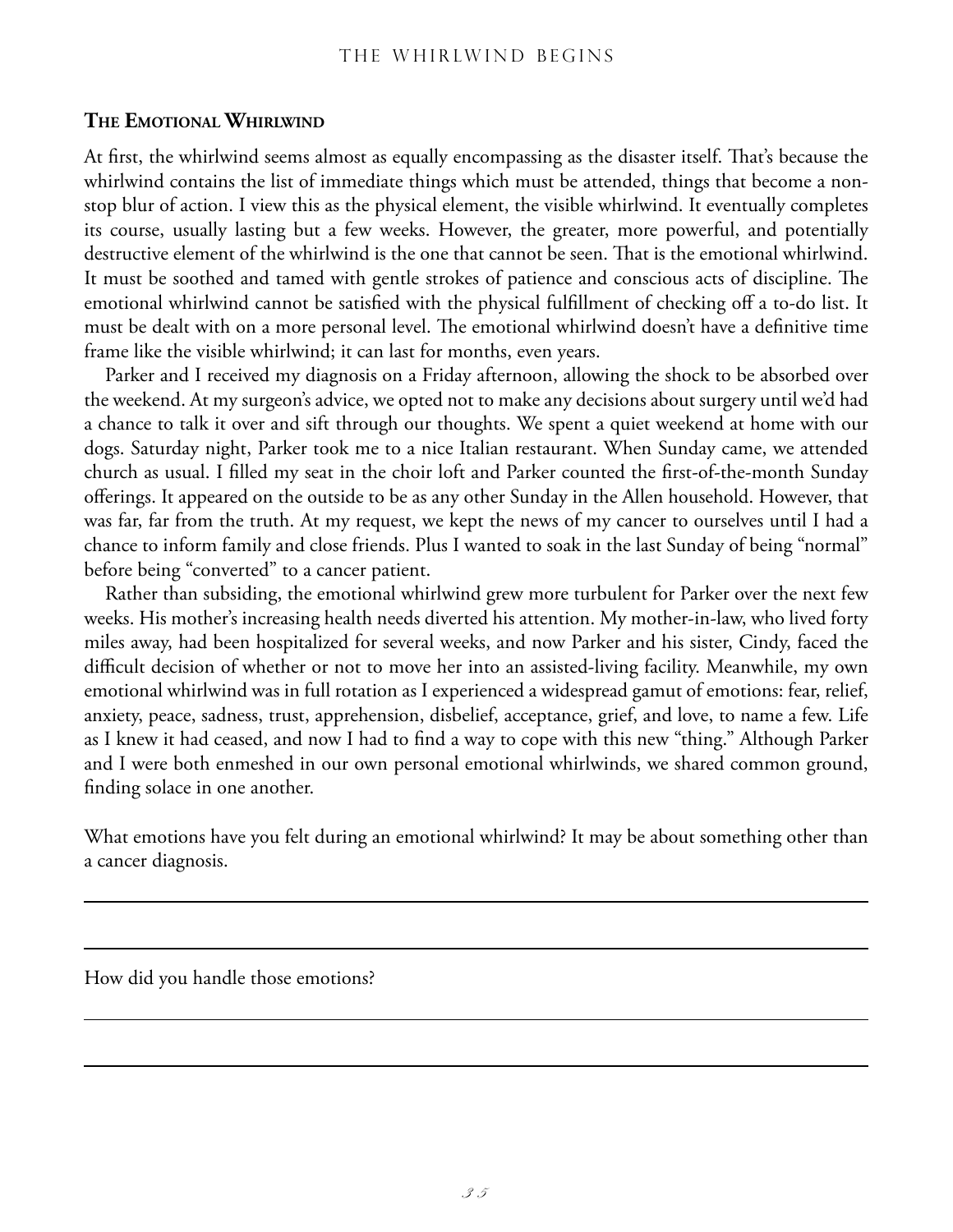### The Emotional Whirlwind

At first, the whirlwind seems almost as equally encompassing as the disaster itself. That's because the whirlwind contains the list of immediate things which must be attended, things that become a non-stop blur of action. I view this as the physical element, the visible whirlwind. It eventually completes its course, usually lasting but a few weeks. However, the greater, more powerful, and potentially destructive element of the whirlwind is the one that cannot be seen. That is the emotional whirlwind. It must be soothed and tamed with gentle strokes of patience and conscious acts of discipline. The emotional whirlwind cannot be satisfied with the physical fulfillment of checking off a to-do list. It must be dealt with on a more personal level. The emotional whirlwind doesn't have a definitive time frame like the visible whirlwind; it can last for months, even years.

Parker and I received my diagnosis on a Friday afternoon, allowing the shock to be absorbed over the weekend. At my surgeon's advice, we opted not to make any decisions about surgery until we'd had a chance to talk it over and sift through our thoughts. We spent a quiet weekend at home with our dogs. Saturday night, Parker took me to a nice Italian restaurant. When Sunday came, we attended church as usual. I filled my seat in the choir loft and Parker counted the first-of-the-month Sunday offerings. It appeared on the outside to be as any other Sunday in the Allen household. However, that was far, far from the truth. At my request, we kept the news of my cancer to ourselves until I had a chance to inform family and close friends. Plus I wanted to soak in the last Sunday of being "normal" before being "converted" to a cancer patient.

Rather than subsiding, the emotional whirlwind grew more turbulent for Parker over the next few weeks. His mother's increasing health needs diverted his attention. My mother-in-law, who lived forty miles away, had been hospitalized for several weeks, and now Parker and his sister, Cindy, faced the difficult decision of whether or not to move her into an assisted-living facility. Meanwhile, my own emotional whirlwind was in full rotation as I experienced a widespread gamut of emotions: fear, relief, anxiety, peace, sadness, trust, apprehension, disbelief, acceptance, grief, and love, to name a few. Life as I knew it had ceased, and now I had to find a way to cope with this new "thing." Although Parker and I were both enmeshed in our own personal emotional whirlwinds, we shared common ground, finding solace in one another.

What emotions have you felt during an emotional whirlwind? It may be about something other than a cancer diagnosis.

\_\_\_\_\_\_\_\_\_\_\_\_\_\_\_\_\_\_\_\_\_\_\_\_\_\_\_\_\_\_\_\_\_\_\_\_\_\_\_\_\_\_\_\_\_\_\_\_\_\_\_\_\_\_\_\_\_\_\_\_\_\_\_\_\_\_\_\_\_\_\_\_

\_\_\_\_\_\_\_\_\_\_\_\_\_\_\_\_\_\_\_\_\_\_\_\_\_\_\_\_\_\_\_\_\_\_\_\_\_\_\_\_\_\_\_\_\_\_\_\_\_\_\_\_\_\_\_\_\_\_\_\_\_\_\_\_\_\_\_\_\_\_\_\_

How did you handle those emotions?

\_\_\_\_\_\_\_\_\_\_\_\_\_\_\_\_\_\_\_\_\_\_\_\_\_\_\_\_\_\_\_\_\_\_\_\_\_\_\_\_\_\_\_\_\_\_\_\_\_\_\_\_\_\_\_\_\_\_\_\_\_\_\_\_\_\_\_\_\_\_\_\_

\_\_\_\_\_\_\_\_\_\_\_\_\_\_\_\_\_\_\_\_\_\_\_\_\_\_\_\_\_\_\_\_\_\_\_\_\_\_\_\_\_\_\_\_\_\_\_\_\_\_\_\_\_\_\_\_\_\_\_\_\_\_\_\_\_\_\_\_\_\_\_\_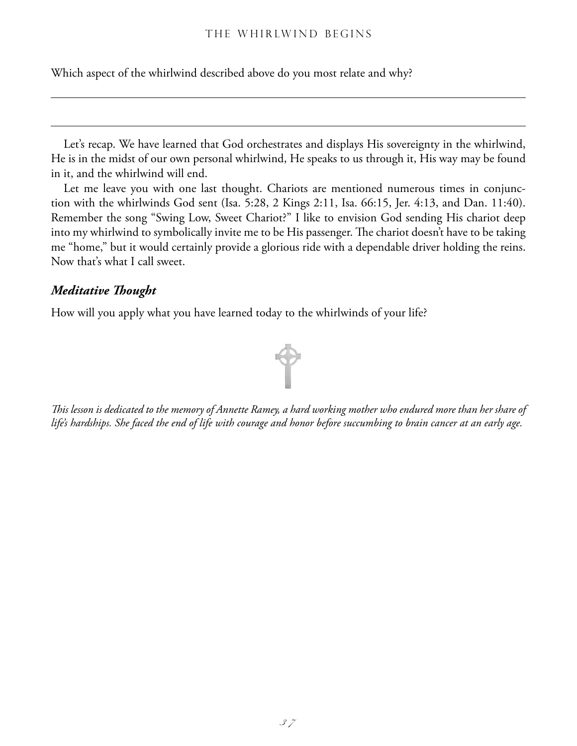Which aspect of the whirlwind described above do you most relate and why?

---

---

Let's recap. We have learned that God orchestrates and displays His sovereignty in the whirlwind, He is in the midst of our own personal whirlwind, He speaks to us through it, His way may be found in it, and the whirlwind will end.

Let me leave you with one last thought. Chariots are mentioned numerous times in conjunction with the whirlwinds God sent (Isa. 5:28, 2 Kings 2:11, Isa. 66:15, Jer. 4:13, and Dan. 11:40). Remember the song "Swing Low, Sweet Chariot?" I like to envision God sending His chariot deep into my whirlwind to symbolically invite me to be His passenger. The chariot doesn't have to be taking me "home," but it would certainly provide a glorious ride with a dependable driver holding the reins. Now that's what I call sweet.

### ***Meditative Thought***

How will you apply what you have learned today to the whirlwinds of your life?

*This lesson is dedicated to the memory of Annette Ramey, a hard working mother who endured more than her share of life's hardships. She faced the end of life with courage and honor before succumbing to brain cancer at an early age.*